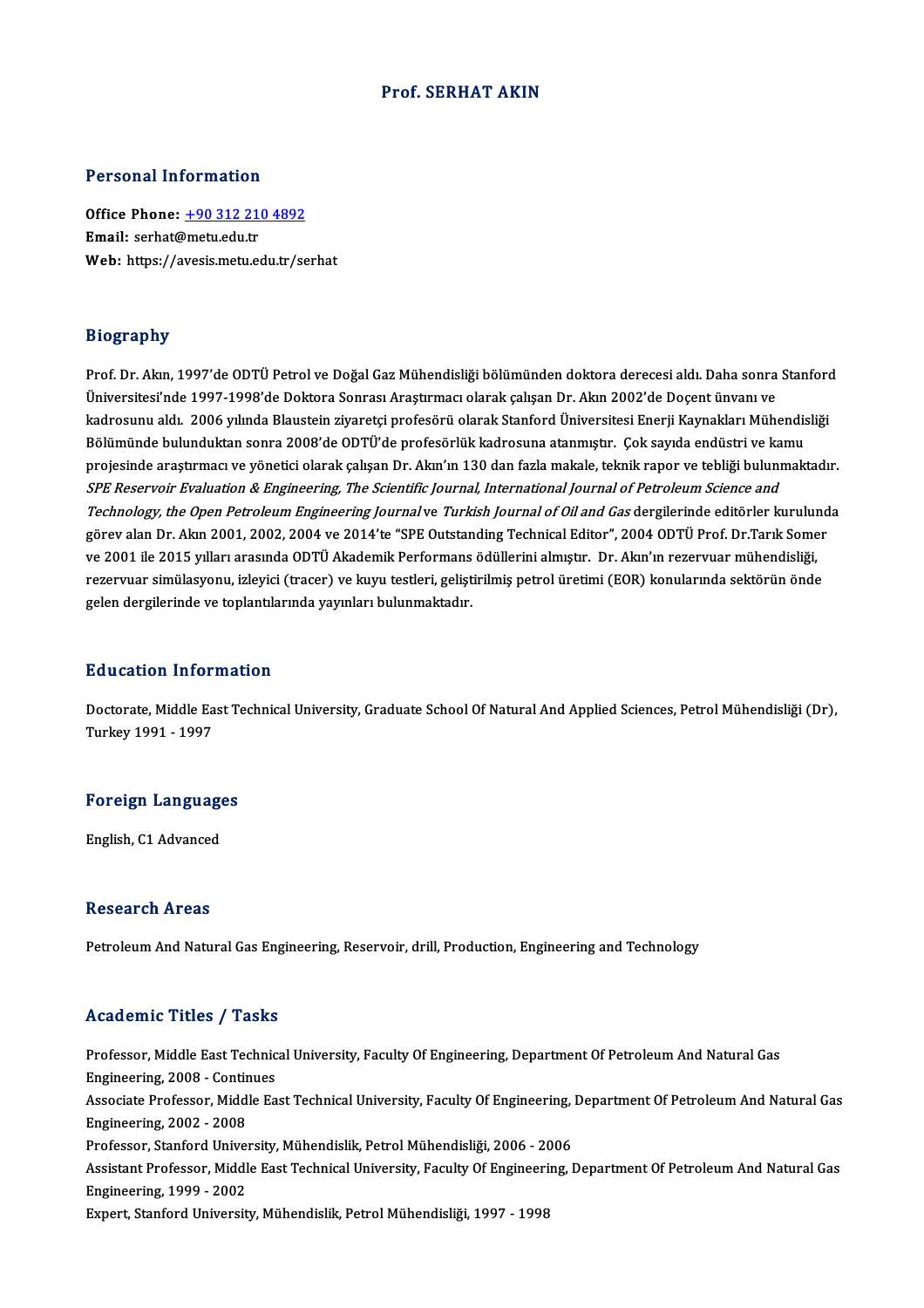# Prof. SERHAT AKIN

## Personal Information

**Office Phone:** +90 312 210 4892
**Email:** serhat@metu.edu.tr
**Web:** https://avesis.metu.edu.tr/serhat

## Biography

Prof. Dr. Akın, 1997'de ODTÜ Petrol ve Doğal Gaz Mühendisliği bölümünden doktora derecesi aldı. Daha sonra Stanford Üniversitesi'nde 1997-1998'de Doktora Sonrası Araştırmacı olarak çalışan Dr. Akın 2002'de Doçent ünvanı ve kadrosunu aldı. 2006 yılında Blaustein ziyaretçi profesörü olarak Stanford Üniversitesi Enerji Kaynakları Mühendisliği Bölümünde bulunduktan sonra 2008'de ODTÜ'de profesörlük kadrosuna atanmıştır. Çok sayıda endüstri ve kamu projesinde araştırmacı ve yönetici olarak çalışan Dr. Akın'ın 130 dan fazla makale, teknik rapor ve tebliği bulunmaktadır. *SPE Reservoir Evaluation & Engineering, The Scientific Journal, International Journal of Petroleum Science and Technology, the Open Petroleum Engineering Journal* ve *Turkish Journal of Oil and Gas* dergilerinde editörler kurulunda görev alan Dr. Akın 2001, 2002, 2004 ve 2014'te "SPE Outstanding Technical Editor", 2004 ODTÜ Prof. Dr.Tarık Somer ve 2001 ile 2015 yılları arasında ODTÜ Akademik Performans ödüllerini almıştır. Dr. Akın'ın rezervuar mühendisliği, rezervuar simülasyonu, izleyici (tracer) ve kuyu testleri, geliştirilmiş petrol üretimi (EOR) konularında sektörün önde gelen dergilerinde ve toplantılarında yayınları bulunmaktadır.

## Education Information

Doctorate, Middle East Technical University, Graduate School Of Natural And Applied Sciences, Petrol Mühendisliği (Dr), Turkey 1991 - 1997

## Foreign Languages

English, C1 Advanced

## Research Areas

Petroleum And Natural Gas Engineering, Reservoir, drill, Production, Engineering and Technology

## Academic Titles / Tasks

Professor, Middle East Technical University, Faculty Of Engineering, Department Of Petroleum And Natural Gas Engineering, 2008 - Continues

Associate Professor, Middle East Technical University, Faculty Of Engineering, Department Of Petroleum And Natural Gas Engineering, 2002 - 2008

Professor, Stanford University, Mühendislik, Petrol Mühendisliği, 2006 - 2006

Assistant Professor, Middle East Technical University, Faculty Of Engineering, Department Of Petroleum And Natural Gas Engineering, 1999 - 2002

Expert, Stanford University, Mühendislik, Petrol Mühendisliği, 1997 - 1998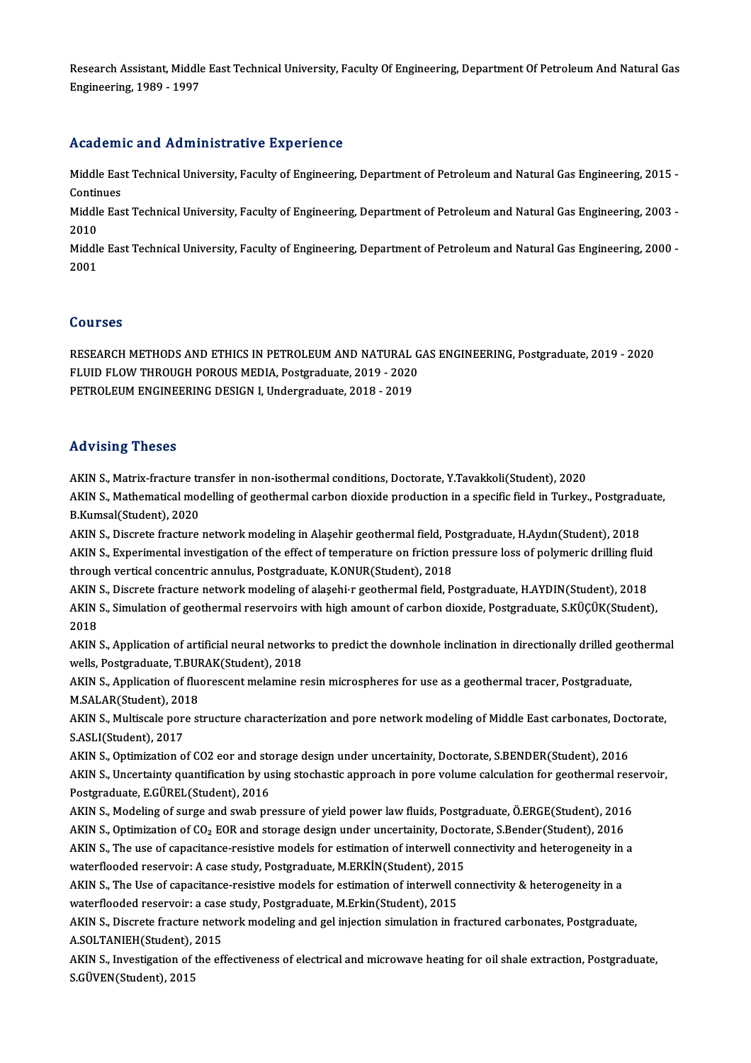Research Assistant, Middle East Technical University, Faculty Of Engineering, Department Of Petroleum And Natural Gas Engineering, 1989 - 1997

## Academic and Administrative Experience

Middle East Technical University, Faculty of Engineering, Department of Petroleum and Natural Gas Engineering, 2015 - Continues

Middle East Technical University, Faculty of Engineering, Department of Petroleum and Natural Gas Engineering, 2003 - 2010

Middle East Technical University, Faculty of Engineering, Department of Petroleum and Natural Gas Engineering, 2000 - 2001

## Courses

RESEARCH METHODS AND ETHICS IN PETROLEUM AND NATURAL GAS ENGINEERING, Postgraduate, 2019 - 2020

FLUID FLOW THROUGH POROUS MEDIA, Postgraduate, 2019 - 2020

PETROLEUM ENGINEERING DESIGN I, Undergraduate, 2018 - 2019

## Advising Theses

AKIN S., Matrix-fracture transfer in non-isothermal conditions, Doctorate, Y.Tavakkoli(Student), 2020

AKIN S., Mathematical modelling of geothermal carbon dioxide production in a specific field in Turkey., Postgraduate, B.Kumsal(Student), 2020

AKIN S., Discrete fracture network modeling in Alaşehir geothermal field, Postgraduate, H.Aydın(Student), 2018

AKIN S., Experimental investigation of the effect of temperature on friction pressure loss of polymeric drilling fluid through vertical concentric annulus, Postgraduate, K.ONUR(Student), 2018

AKIN S., Discrete fracture network modeling of alaşehi·r geothermal field, Postgraduate, H.AYDIN(Student), 2018

AKIN S., Simulation of geothermal reservoirs with high amount of carbon dioxide, Postgraduate, S.KÜÇÜK(Student), 2018

AKIN S., Application of artificial neural networks to predict the downhole inclination in directionally drilled geothermal wells, Postgraduate, T.BURAK(Student), 2018

AKIN S., Application of fluorescent melamine resin microspheres for use as a geothermal tracer, Postgraduate, M.SALAR(Student), 2018

AKIN S., Multiscale pore structure characterization and pore network modeling of Middle East carbonates, Doctorate, S.ASLI(Student), 2017

AKIN S., Optimization of CO2 eor and storage design under uncertainity, Doctorate, S.BENDER(Student), 2016

AKIN S., Uncertainty quantification by using stochastic approach in pore volume calculation for geothermal reservoir, Postgraduate, E.GÜREL(Student), 2016

AKIN S., Modeling of surge and swab pressure of yield power law fluids, Postgraduate, Ö.ERGE(Student), 2016

AKIN S., Optimization of $CO_2$ EOR and storage design under uncertainity, Doctorate, S.Bender(Student), 2016

AKIN S., The use of capacitance-resistive models for estimation of interwell connectivity and heterogeneity in a waterflooded reservoir: A case study, Postgraduate, M.ERKİN(Student), 2015

AKIN S., The Use of capacitance-resistive models for estimation of interwell connectivity & heterogeneity in a waterflooded reservoir: a case study, Postgraduate, M.Erkin(Student), 2015

AKIN S., Discrete fracture network modeling and gel injection simulation in fractured carbonates, Postgraduate, A.SOLTANIEH(Student), 2015

AKIN S., Investigation of the effectiveness of electrical and microwave heating for oil shale extraction, Postgraduate, S.GÜVEN(Student), 2015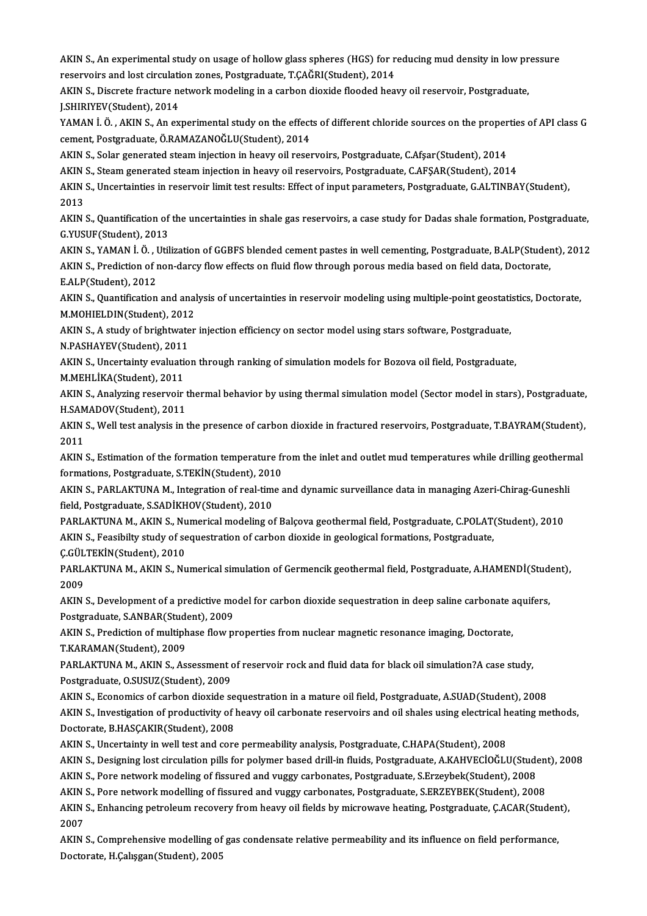AKIN S., An experimental study on usage of hollow glass spheres (HGS) for reducing mud density in low pressure reservoirs and lost circulation zones, Postgraduate, T.ÇAĞRI(Student), 2014

AKIN S., Discrete fracture network modeling in a carbon dioxide flooded heavy oil reservoir, Postgraduate, J.SHIRIYEV(Student), 2014

YAMAN İ. Ö. , AKIN S., An experimental study on the effects of different chloride sources on the properties of API class G cement, Postgraduate, Ö.RAMAZANOĞLU(Student), 2014

AKIN S., Solar generated steam injection in heavy oil reservoirs, Postgraduate, C.Afşar(Student), 2014

AKIN S., Steam generated steam injection in heavy oil reservoirs, Postgraduate, C.AFŞAR(Student), 2014

AKIN S., Uncertainties in reservoir limit test results: Effect of input parameters, Postgraduate, G.ALTINBAY(Student), 2013

AKIN S., Quantification of the uncertainties in shale gas reservoirs, a case study for Dadas shale formation, Postgraduate, G.YUSUF(Student), 2013

AKIN S., YAMAN İ. Ö. , Utilization of GGBFS blended cement pastes in well cementing, Postgraduate, B.ALP(Student), 2012

AKIN S., Prediction of non-darcy flow effects on fluid flow through porous media based on field data, Doctorate, E.ALP(Student), 2012

AKIN S., Quantification and analysis of uncertainties in reservoir modeling using multiple-point geostatistics, Doctorate, M.MOHIELDIN(Student), 2012

AKIN S., A study of brightwater injection efficiency on sector model using stars software, Postgraduate, N.PASHAYEV(Student), 2011

AKIN S., Uncertainty evaluation through ranking of simulation models for Bozova oil field, Postgraduate, M.MEHLİKA(Student), 2011

AKIN S., Analyzing reservoir thermal behavior by using thermal simulation model (Sector model in stars), Postgraduate, H.SAMADOV(Student), 2011

AKIN S., Well test analysis in the presence of carbon dioxide in fractured reservoirs, Postgraduate, T.BAYRAM(Student), 2011

AKIN S., Estimation of the formation temperature from the inlet and outlet mud temperatures while drilling geothermal formations, Postgraduate, S.TEKİN(Student), 2010

AKIN S., PARLAKTUNA M., Integration of real-time and dynamic surveillance data in managing Azeri-Chirag-Guneshli field, Postgraduate, S.SADİKHOV(Student), 2010

PARLAKTUNA M., AKIN S., Numerical modeling of Balçova geothermal field, Postgraduate, C.POLAT(Student), 2010

AKIN S., Feasibilty study of sequestration of carbon dioxide in geological formations, Postgraduate, Ç.GÜLTEKİN(Student), 2010

PARLAKTUNA M., AKIN S., Numerical simulation of Germencik geothermal field, Postgraduate, A.HAMENDİ(Student), 2009

AKIN S., Development of a predictive model for carbon dioxide sequestration in deep saline carbonate aquifers, Postgraduate, S.ANBAR(Student), 2009

AKIN S., Prediction of multiphase flow properties from nuclear magnetic resonance imaging, Doctorate, T.KARAMAN(Student), 2009

PARLAKTUNA M., AKIN S., Assessment of reservoir rock and fluid data for black oil simulation?A case study, Postgraduate, O.SUSUZ(Student), 2009

AKIN S., Economics of carbon dioxide sequestration in a mature oil field, Postgraduate, A.SUAD(Student), 2008

AKIN S., Investigation of productivity of heavy oil carbonate reservoirs and oil shales using electrical heating methods, Doctorate, B.HASÇAKIR(Student), 2008

AKIN S., Uncertainty in well test and core permeability analysis, Postgraduate, C.HAPA(Student), 2008

AKIN S., Designing lost circulation pills for polymer based drill-in fluids, Postgraduate, A.KAHVECİOĞLU(Student), 2008

AKIN S., Pore network modeling of fissured and vuggy carbonates, Postgraduate, S.Erzeybek(Student), 2008

AKIN S., Pore network modelling of fissured and vuggy carbonates, Postgraduate, S.ERZEYBEK(Student), 2008

AKIN S., Enhancing petroleum recovery from heavy oil fields by microwave heating, Postgraduate, Ç.ACAR(Student), 2007

AKIN S., Comprehensive modelling of gas condensate relative permeability and its influence on field performance, Doctorate, H.Çalışgan(Student), 2005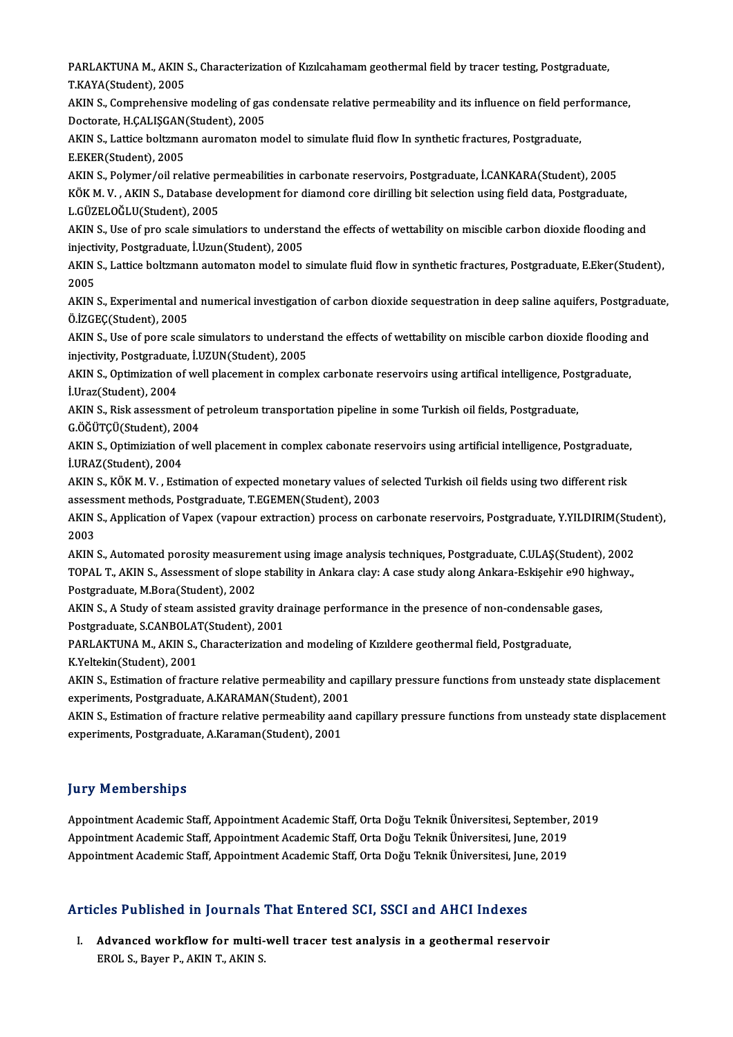PARLAKTUNA M., AKIN S., Characterization of Kızılcahamam geothermal field by tracer testing, Postgraduate, T.KAYA(Student), 2005

AKIN S., Comprehensive modeling of gas condensate relative permeability and its influence on field performance, Doctorate, H.ÇALIŞGAN(Student), 2005

AKIN S., Lattice boltzmann auromaton model to simulate fluid flow In synthetic fractures, Postgraduate, E.EKER(Student), 2005

AKIN S., Polymer/oil relative permeabilities in carbonate reservoirs, Postgraduate, İ.CANKARA(Student), 2005

KÖK M. V. , AKIN S., Database development for diamond core dirilling bit selection using field data, Postgraduate, L.GÜZELOĞLU(Student), 2005

AKIN S., Use of pro scale simulatiors to understand the effects of wettability on miscible carbon dioxide flooding and injectivity, Postgraduate, İ.Uzun(Student), 2005

AKIN S., Lattice boltzmann automaton model to simulate fluid flow in synthetic fractures, Postgraduate, E.Eker(Student), 2005

AKIN S., Experimental and numerical investigation of carbon dioxide sequestration in deep saline aquifers, Postgraduate, Ö.İZGEÇ(Student), 2005

AKIN S., Use of pore scale simulators to understand the effects of wettability on miscible carbon dioxide flooding and injectivity, Postgraduate, İ.UZUN(Student), 2005

AKIN S., Optimization of well placement in complex carbonate reservoirs using artifical intelligence, Postgraduate, İ.Uraz(Student), 2004

AKIN S., Risk assessment of petroleum transportation pipeline in some Turkish oil fields, Postgraduate, G.ÖĞÜTÇÜ(Student), 2004

AKIN S., Optimiziation of well placement in complex cabonate reservoirs using artificial intelligence, Postgraduate, İ.URAZ(Student), 2004

AKIN S., KÖK M. V. , Estimation of expected monetary values of selected Turkish oil fields using two different risk assessment methods, Postgraduate, T.EGEMEN(Student), 2003

AKIN S., Application of Vapex (vapour extraction) process on carbonate reservoirs, Postgraduate, Y.YILDIRIM(Student), 2003

AKIN S., Automated porosity measurement using image analysis techniques, Postgraduate, C.ULAŞ(Student), 2002

TOPAL T., AKIN S., Assessment of slope stability in Ankara clay: A case study along Ankara-Eskişehir e90 highway., Postgraduate, M.Bora(Student), 2002

AKIN S., A Study of steam assisted gravity drainage performance in the presence of non-condensable gases, Postgraduate, S.CANBOLAT(Student), 2001

PARLAKTUNA M., AKIN S., Characterization and modeling of Kızıldere geothermal field, Postgraduate, K.Yeltekin(Student), 2001

AKIN S., Estimation of fracture relative permeability and capillary pressure functions from unsteady state displacement experiments, Postgraduate, A.KARAMAN(Student), 2001

AKIN S., Estimation of fracture relative permeability aand capillary pressure functions from unsteady state displacement experiments, Postgraduate, A.Karaman(Student), 2001

## Jury Memberships

Appointment Academic Staff, Appointment Academic Staff, Orta Doğu Teknik Üniversitesi, September, 2019

Appointment Academic Staff, Appointment Academic Staff, Orta Doğu Teknik Üniversitesi, June, 2019

Appointment Academic Staff, Appointment Academic Staff, Orta Doğu Teknik Üniversitesi, June, 2019

## Articles Published in Journals That Entered SCI, SSCI and AHCI Indexes

I. **Advanced workflow for multi-well tracer test analysis in a geothermal reservoir**
   EROL S., Bayer P., AKIN T., AKIN S.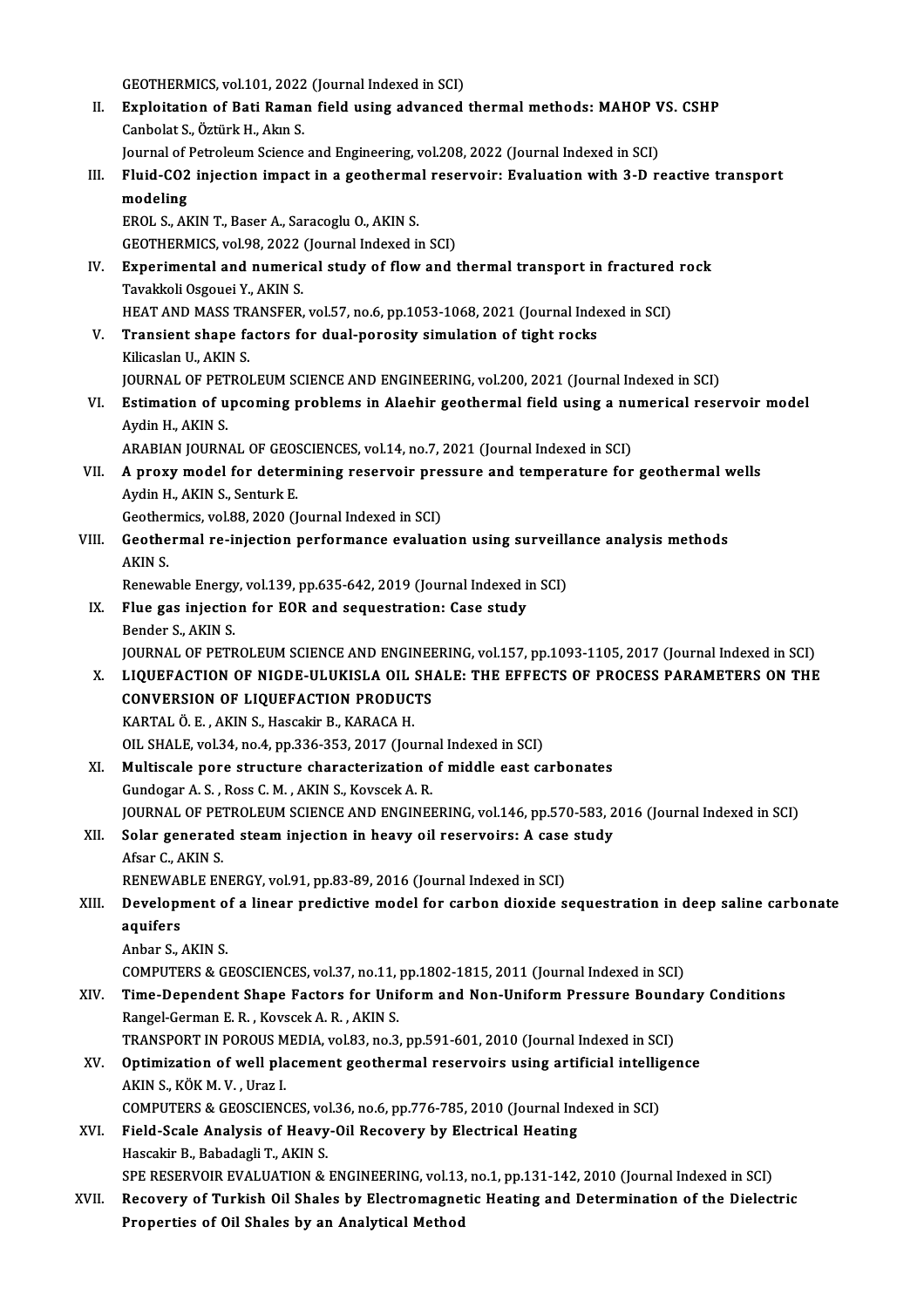GEOTHERMICS, vol.101, 2022 (Journal Indexed in SCI)

II. **Exploitation of Bati Raman field using advanced thermal methods: MAHOP VS. CSHP**
Canbolat S., Öztürk H., Akın S.
Journal of Petroleum Science and Engineering, vol.208, 2022 (Journal Indexed in SCI)

III. **Fluid-CO2 injection impact in a geothermal reservoir: Evaluation with 3-D reactive transport modeling**
EROL S., AKIN T., Baser A., Saracoglu O., AKIN S.
GEOTHERMICS, vol.98, 2022 (Journal Indexed in SCI)

IV. **Experimental and numerical study of flow and thermal transport in fractured rock**
Tavakkoli Osgouei Y., AKIN S.
HEAT AND MASS TRANSFER, vol.57, no.6, pp.1053-1068, 2021 (Journal Indexed in SCI)

V. **Transient shape factors for dual-porosity simulation of tight rocks**
Kilicaslan U., AKIN S.
JOURNAL OF PETROLEUM SCIENCE AND ENGINEERING, vol.200, 2021 (Journal Indexed in SCI)

VI. **Estimation of upcoming problems in Alaehir geothermal field using a numerical reservoir model**
Aydin H., AKIN S.
ARABIAN JOURNAL OF GEOSCIENCES, vol.14, no.7, 2021 (Journal Indexed in SCI)

VII. **A proxy model for determining reservoir pressure and temperature for geothermal wells**
Aydin H., AKIN S., Senturk E.
Geothermics, vol.88, 2020 (Journal Indexed in SCI)

VIII. **Geothermal re-injection performance evaluation using surveillance analysis methods**
AKIN S.
Renewable Energy, vol.139, pp.635-642, 2019 (Journal Indexed in SCI)

IX. **Flue gas injection for EOR and sequestration: Case study**
Bender S., AKIN S.
JOURNAL OF PETROLEUM SCIENCE AND ENGINEERING, vol.157, pp.1093-1105, 2017 (Journal Indexed in SCI)

X. **LIQUEFACTION OF NIGDE-ULUKISLA OIL SHALE: THE EFFECTS OF PROCESS PARAMETERS ON THE CONVERSION OF LIQUEFACTION PRODUCTS**
KARTAL Ö. E., AKIN S., Hascakir B., KARACA H.
OIL SHALE, vol.34, no.4, pp.336-353, 2017 (Journal Indexed in SCI)

XI. **Multiscale pore structure characterization of middle east carbonates**
Gundogar A. S., Ross C. M., AKIN S., Kovscek A. R.
JOURNAL OF PETROLEUM SCIENCE AND ENGINEERING, vol.146, pp.570-583, 2016 (Journal Indexed in SCI)

XII. **Solar generated steam injection in heavy oil reservoirs: A case study**
Afsar C., AKIN S.
RENEWABLE ENERGY, vol.91, pp.83-89, 2016 (Journal Indexed in SCI)

XIII. **Development of a linear predictive model for carbon dioxide sequestration in deep saline carbonate aquifers**
Anbar S., AKIN S.
COMPUTERS & GEOSCIENCES, vol.37, no.11, pp.1802-1815, 2011 (Journal Indexed in SCI)

XIV. **Time-Dependent Shape Factors for Uniform and Non-Uniform Pressure Boundary Conditions**
Rangel-German E. R., Kovscek A. R., AKIN S.
TRANSPORT IN POROUS MEDIA, vol.83, no.3, pp.591-601, 2010 (Journal Indexed in SCI)

XV. **Optimization of well placement geothermal reservoirs using artificial intelligence**
AKIN S., KÖK M. V., Uraz I.
COMPUTERS & GEOSCIENCES, vol.36, no.6, pp.776-785, 2010 (Journal Indexed in SCI)

XVI. **Field-Scale Analysis of Heavy-Oil Recovery by Electrical Heating**
Hascakir B., Babadagli T., AKIN S.
SPE RESERVOIR EVALUATION & ENGINEERING, vol.13, no.1, pp.131-142, 2010 (Journal Indexed in SCI)

XVII. **Recovery of Turkish Oil Shales by Electromagnetic Heating and Determination of the Dielectric Properties of Oil Shales by an Analytical Method**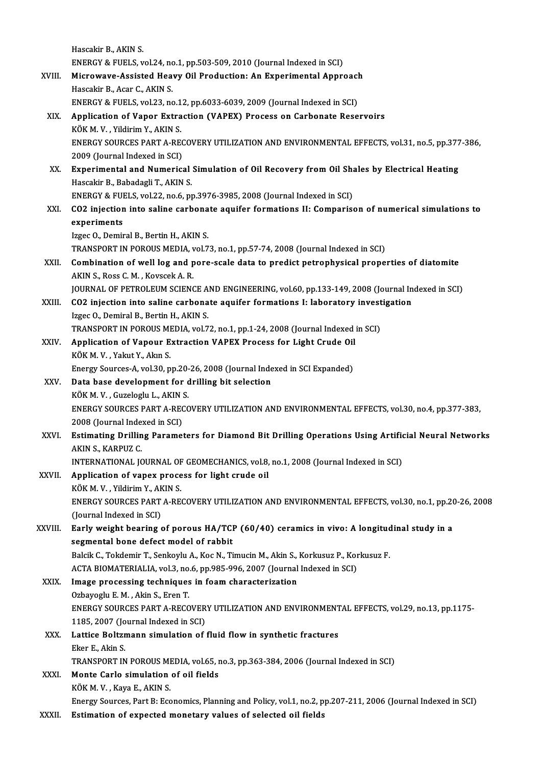Hascakir B., AKIN S.
ENERGY & FUELS, vol.24, no.1, pp.503-509, 2010 (Journal Indexed in SCI)

XVIII. **Microwave-Assisted Heavy Oil Production: An Experimental Approach**
Hascakir B., Acar C., AKIN S.
ENERGY & FUELS, vol.23, no.12, pp.6033-6039, 2009 (Journal Indexed in SCI)

XIX. **Application of Vapor Extraction (VAPEX) Process on Carbonate Reservoirs**
KÖK M. V. , Yildirim Y., AKIN S.
ENERGY SOURCES PART A-RECOVERY UTILIZATION AND ENVIRONMENTAL EFFECTS, vol.31, no.5, pp.377-386, 2009 (Journal Indexed in SCI)

XX. **Experimental and Numerical Simulation of Oil Recovery from Oil Shales by Electrical Heating**
Hascakir B., Babadagli T., AKIN S.
ENERGY & FUELS, vol.22, no.6, pp.3976-3985, 2008 (Journal Indexed in SCI)

XXI. **CO2 injection into saline carbonate aquifer formations II: Comparison of numerical simulations to experiments**
Izgec O., Demiral B., Bertin H., AKIN S.
TRANSPORT IN POROUS MEDIA, vol.73, no.1, pp.57-74, 2008 (Journal Indexed in SCI)

XXII. **Combination of well log and pore-scale data to predict petrophysical properties of diatomite**
AKIN S., Ross C. M. , Kovscek A. R.
JOURNAL OF PETROLEUM SCIENCE AND ENGINEERING, vol.60, pp.133-149, 2008 (Journal Indexed in SCI)

XXIII. **CO2 injection into saline carbonate aquifer formations I: laboratory investigation**
Izgec O., Demiral B., Bertin H., AKIN S.
TRANSPORT IN POROUS MEDIA, vol.72, no.1, pp.1-24, 2008 (Journal Indexed in SCI)

XXIV. **Application of Vapour Extraction VAPEX Process for Light Crude Oil**
KÖK M. V. , Yakut Y., Akın S.
Energy Sources-A, vol.30, pp.20-26, 2008 (Journal Indexed in SCI Expanded)

XXV. **Data base development for drilling bit selection**
KÖK M. V. , Guzeloglu L., AKIN S.
ENERGY SOURCES PART A-RECOVERY UTILIZATION AND ENVIRONMENTAL EFFECTS, vol.30, no.4, pp.377-383, 2008 (Journal Indexed in SCI)

XXVI. **Estimating Drilling Parameters for Diamond Bit Drilling Operations Using Artificial Neural Networks**
AKIN S., KARPUZ C.
INTERNATIONAL JOURNAL OF GEOMECHANICS, vol.8, no.1, 2008 (Journal Indexed in SCI)

XXVII. **Application of vapex process for light crude oil**
KÖK M. V. , Yildirim Y., AKIN S.
ENERGY SOURCES PART A-RECOVERY UTILIZATION AND ENVIRONMENTAL EFFECTS, vol.30, no.1, pp.20-26, 2008 (Journal Indexed in SCI)

XXVIII. **Early weight bearing of porous HA/TCP (60/40) ceramics in vivo: A longitudinal study in a segmental bone defect model of rabbit**
Balcik C., Tokdemir T., Senkoylu A., Koc N., Timucin M., Akin S., Korkusuz P., Korkusuz F.
ACTA BIOMATERIALIA, vol.3, no.6, pp.985-996, 2007 (Journal Indexed in SCI)

XXIX. **Image processing techniques in foam characterization**
Ozbayoglu E. M. , Akin S., Eren T.
ENERGY SOURCES PART A-RECOVERY UTILIZATION AND ENVIRONMENTAL EFFECTS, vol.29, no.13, pp.1175-1185, 2007 (Journal Indexed in SCI)

XXX. **Lattice Boltzmann simulation of fluid flow in synthetic fractures**
Eker E., Akin S.
TRANSPORT IN POROUS MEDIA, vol.65, no.3, pp.363-384, 2006 (Journal Indexed in SCI)

XXXI. **Monte Carlo simulation of oil fields**
KÖK M. V. , Kaya E., AKIN S.
Energy Sources, Part B: Economics, Planning and Policy, vol.1, no.2, pp.207-211, 2006 (Journal Indexed in SCI)

XXXII. **Estimation of expected monetary values of selected oil fields**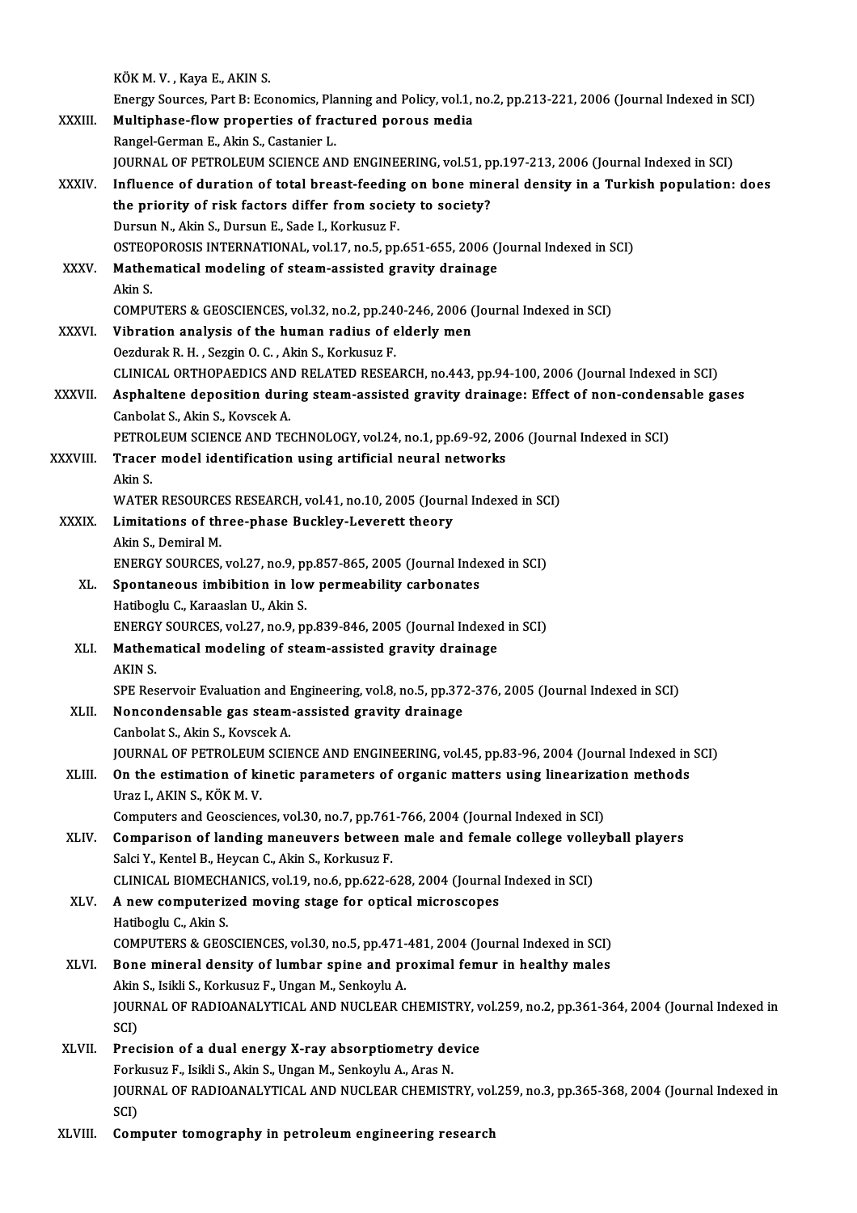KÖK M. V. , Kaya E., AKIN S.
Energy Sources, Part B: Economics, Planning and Policy, vol.1, no.2, pp.213-221, 2006 (Journal Indexed in SCI)

XXXIII. **Multiphase-flow properties of fractured porous media**
Rangel-German E., Akin S., Castanier L.
JOURNAL OF PETROLEUM SCIENCE AND ENGINEERING, vol.51, pp.197-213, 2006 (Journal Indexed in SCI)

XXXIV. **Influence of duration of total breast-feeding on bone mineral density in a Turkish population: does the priority of risk factors differ from society to society?**
Dursun N., Akin S., Dursun E., Sade I., Korkusuz F.
OSTEOPOROSIS INTERNATIONAL, vol.17, no.5, pp.651-655, 2006 (Journal Indexed in SCI)

XXXV. **Mathematical modeling of steam-assisted gravity drainage**
Akin S.
COMPUTERS & GEOSCIENCES, vol.32, no.2, pp.240-246, 2006 (Journal Indexed in SCI)

XXXVI. **Vibration analysis of the human radius of elderly men**
Oezdurak R. H. , Sezgin O. C. , Akin S., Korkusuz F.
CLINICAL ORTHOPAEDICS AND RELATED RESEARCH, no.443, pp.94-100, 2006 (Journal Indexed in SCI)

XXXVII. **Asphaltene deposition during steam-assisted gravity drainage: Effect of non-condensable gases**
Canbolat S., Akin S., Kovscek A.
PETROLEUM SCIENCE AND TECHNOLOGY, vol.24, no.1, pp.69-92, 2006 (Journal Indexed in SCI)

XXXVIII. **Tracer model identification using artificial neural networks**
Akin S.
WATER RESOURCES RESEARCH, vol.41, no.10, 2005 (Journal Indexed in SCI)

XXXIX. **Limitations of three-phase Buckley-Leverett theory**
Akin S., Demiral M.
ENERGY SOURCES, vol.27, no.9, pp.857-865, 2005 (Journal Indexed in SCI)

XL. **Spontaneous imbibition in low permeability carbonates**
Hatiboglu C., Karaaslan U., Akin S.
ENERGY SOURCES, vol.27, no.9, pp.839-846, 2005 (Journal Indexed in SCI)

XLI. **Mathematical modeling of steam-assisted gravity drainage**
AKIN S.
SPE Reservoir Evaluation and Engineering, vol.8, no.5, pp.372-376, 2005 (Journal Indexed in SCI)

XLII. **Noncondensable gas steam-assisted gravity drainage**
Canbolat S., Akin S., Kovscek A.
JOURNAL OF PETROLEUM SCIENCE AND ENGINEERING, vol.45, pp.83-96, 2004 (Journal Indexed in SCI)

XLIII. **On the estimation of kinetic parameters of organic matters using linearization methods**
Uraz I., AKIN S., KÖK M. V.
Computers and Geosciences, vol.30, no.7, pp.761-766, 2004 (Journal Indexed in SCI)

XLIV. **Comparison of landing maneuvers between male and female college volleyball players**
Salci Y., Kentel B., Heycan C., Akin S., Korkusuz F.
CLINICAL BIOMECHANICS, vol.19, no.6, pp.622-628, 2004 (Journal Indexed in SCI)

XLV. **A new computerized moving stage for optical microscopes**
Hatiboglu C., Akin S.
COMPUTERS & GEOSCIENCES, vol.30, no.5, pp.471-481, 2004 (Journal Indexed in SCI)

XLVI. **Bone mineral density of lumbar spine and proximal femur in healthy males**
Akin S., Isikli S., Korkusuz F., Ungan M., Senkoylu A.
JOURNAL OF RADIOANALYTICAL AND NUCLEAR CHEMISTRY, vol.259, no.2, pp.361-364, 2004 (Journal Indexed in SCI)

XLVII. **Precision of a dual energy X-ray absorptiometry device**
Forkusuz F., Isikli S., Akin S., Ungan M., Senkoylu A., Aras N.
JOURNAL OF RADIOANALYTICAL AND NUCLEAR CHEMISTRY, vol.259, no.3, pp.365-368, 2004 (Journal Indexed in SCI)

XLVIII. **Computer tomography in petroleum engineering research**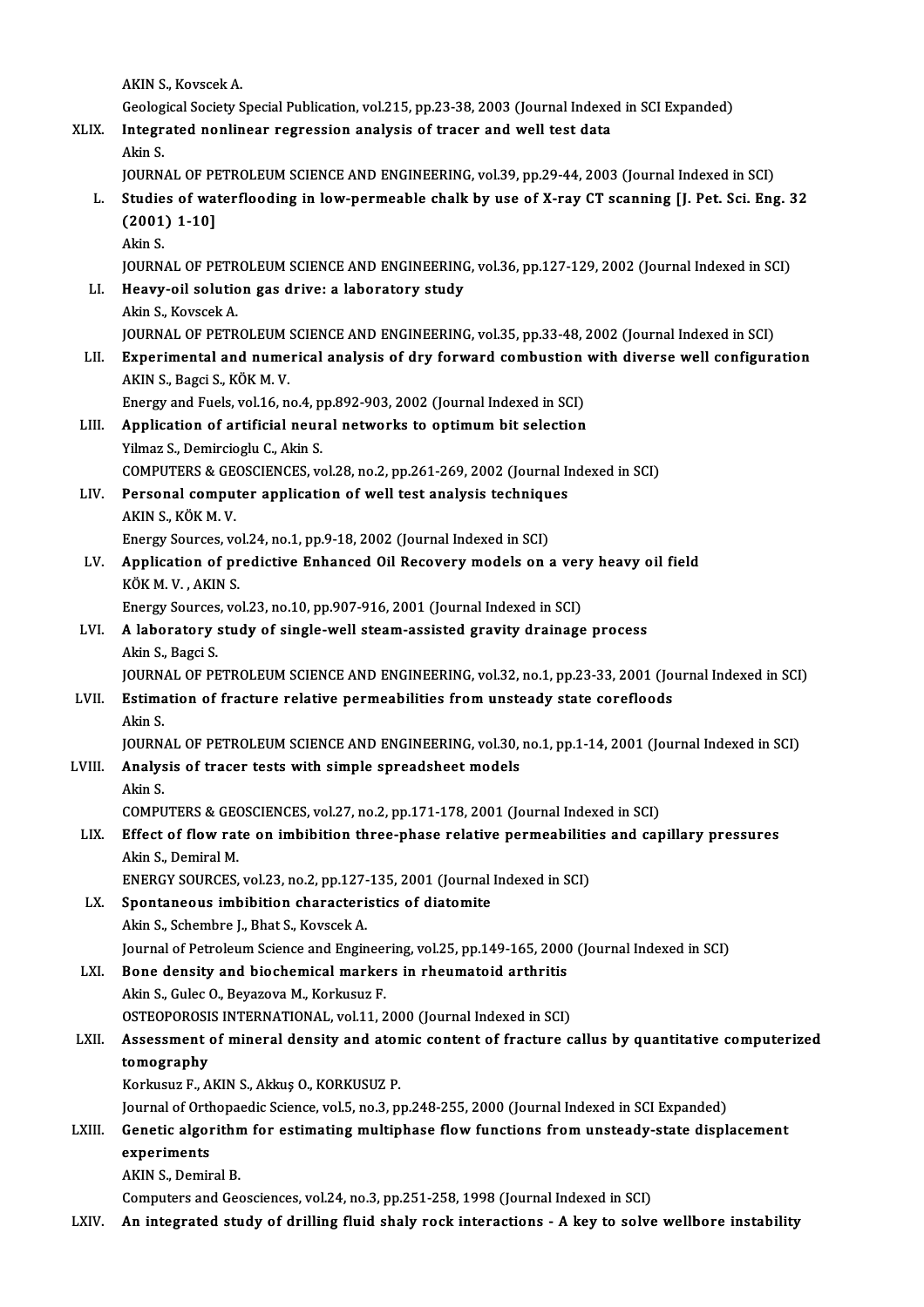AKIN S., Kovscek A.

Geological Society Special Publication, vol.215, pp.23-38, 2003 (Journal Indexed in SCI Expanded)

XLIX. **Integrated nonlinear regression analysis of tracer and well test data**

Akin S.

JOURNAL OF PETROLEUM SCIENCE AND ENGINEERING, vol.39, pp.29-44, 2003 (Journal Indexed in SCI)

L. **Studies of waterflooding in low-permeable chalk by use of X-ray CT scanning [J. Pet. Sci. Eng. 32 (2001) 1-10]**

Akin S.

JOURNAL OF PETROLEUM SCIENCE AND ENGINEERING, vol.36, pp.127-129, 2002 (Journal Indexed in SCI)

LI. **Heavy-oil solution gas drive: a laboratory study**

Akin S., Kovscek A.

JOURNAL OF PETROLEUM SCIENCE AND ENGINEERING, vol.35, pp.33-48, 2002 (Journal Indexed in SCI)

LII. **Experimental and numerical analysis of dry forward combustion with diverse well configuration**

AKIN S., Bagci S., KÖK M. V.

Energy and Fuels, vol.16, no.4, pp.892-903, 2002 (Journal Indexed in SCI)

LIII. **Application of artificial neural networks to optimum bit selection**

Yilmaz S., Demircioglu C., Akin S.

COMPUTERS & GEOSCIENCES, vol.28, no.2, pp.261-269, 2002 (Journal Indexed in SCI)

LIV. **Personal computer application of well test analysis techniques**

AKIN S., KÖK M. V.

Energy Sources, vol.24, no.1, pp.9-18, 2002 (Journal Indexed in SCI)

LV. **Application of predictive Enhanced Oil Recovery models on a very heavy oil field**

KÖK M. V. , AKIN S.

Energy Sources, vol.23, no.10, pp.907-916, 2001 (Journal Indexed in SCI)

LVI. **A laboratory study of single-well steam-assisted gravity drainage process**

Akin S., Bagci S.

JOURNAL OF PETROLEUM SCIENCE AND ENGINEERING, vol.32, no.1, pp.23-33, 2001 (Journal Indexed in SCI)

LVII. **Estimation of fracture relative permeabilities from unsteady state corefloods**

Akin S.

JOURNAL OF PETROLEUM SCIENCE AND ENGINEERING, vol.30, no.1, pp.1-14, 2001 (Journal Indexed in SCI)

LVIII. **Analysis of tracer tests with simple spreadsheet models**

Akin S.

COMPUTERS & GEOSCIENCES, vol.27, no.2, pp.171-178, 2001 (Journal Indexed in SCI)

LIX. **Effect of flow rate on imbibition three-phase relative permeabilities and capillary pressures**

Akin S., Demiral M.

ENERGY SOURCES, vol.23, no.2, pp.127-135, 2001 (Journal Indexed in SCI)

LX. **Spontaneous imbibition characteristics of diatomite**

Akin S., Schembre J., Bhat S., Kovscek A.

Journal of Petroleum Science and Engineering, vol.25, pp.149-165, 2000 (Journal Indexed in SCI)

LXI. **Bone density and biochemical markers in rheumatoid arthritis**

Akin S., Gulec O., Beyazova M., Korkusuz F.

OSTEOPOROSIS INTERNATIONAL, vol.11, 2000 (Journal Indexed in SCI)

LXII. **Assessment of mineral density and atomic content of fracture callus by quantitative computerized tomography**

Korkusuz F., AKIN S., Akkuş O., KORKUSUZ P.

Journal of Orthopaedic Science, vol.5, no.3, pp.248-255, 2000 (Journal Indexed in SCI Expanded)

LXIII. **Genetic algorithm for estimating multiphase flow functions from unsteady-state displacement experiments**

AKIN S., Demiral B.

Computers and Geosciences, vol.24, no.3, pp.251-258, 1998 (Journal Indexed in SCI)

LXIV. **An integrated study of drilling fluid shaly rock interactions - A key to solve wellbore instability**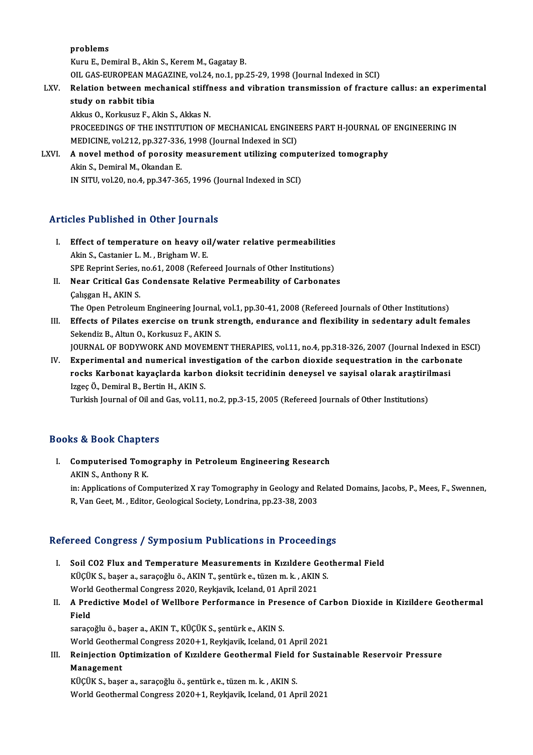problems
Kuru E., Demiral B., Akin S., Kerem M., Gagatay B.
OIL GAS-EUROPEAN MAGAZINE, vol.24, no.1, pp.25-29, 1998 (Journal Indexed in SCI)

LXV. **Relation between mechanical stiffness and vibration transmission of fracture callus: an experimental study on rabbit tibia**
Akkus O., Korkusuz F., Akin S., Akkas N.
PROCEEDINGS OF THE INSTITUTION OF MECHANICAL ENGINEERS PART H-JOURNAL OF ENGINEERING IN MEDICINE, vol.212, pp.327-336, 1998 (Journal Indexed in SCI)

LXVI. **A novel method of porosity measurement utilizing computerized tomography**
Akin S., Demiral M., Okandan E.
IN SITU, vol.20, no.4, pp.347-365, 1996 (Journal Indexed in SCI)

## Articles Published in Other Journals

I. **Effect of temperature on heavy oil/water relative permeabilities**
Akin S., Castanier L. M. , Brigham W. E.
SPE Reprint Series, no.61, 2008 (Refereed Journals of Other Institutions)

II. **Near Critical Gas Condensate Relative Permeability of Carbonates**
Çalışgan H., AKIN S.
The Open Petroleum Engineering Journal, vol.1, pp.30-41, 2008 (Refereed Journals of Other Institutions)

III. **Effects of Pilates exercise on trunk strength, endurance and flexibility in sedentary adult females**
Sekendiz B., Altun O., Korkusuz F., AKIN S.
JOURNAL OF BODYWORK AND MOVEMENT THERAPIES, vol.11, no.4, pp.318-326, 2007 (Journal Indexed in ESCI)

IV. **Experimental and numerical investigation of the carbon dioxide sequestration in the carbonate rocks Karbonat kayaçlarda karbon dioksit tecridinin deneysel ve sayisal olarak araştirilmasi**
Izgeç Ö., Demiral B., Bertin H., AKIN S.
Turkish Journal of Oil and Gas, vol.11, no.2, pp.3-15, 2005 (Refereed Journals of Other Institutions)

## Books & Book Chapters

I. **Computerised Tomography in Petroleum Engineering Research**
AKIN S., Anthony R K.
in: Applications of Computerized X ray Tomography in Geology and Related Domains, Jacobs, P., Mees, F., Swennen, R, Van Geet, M. , Editor, Geological Society, Londrina, pp.23-38, 2003

## Refereed Congress / Symposium Publications in Proceedings

I. **Soil CO2 Flux and Temperature Measurements in Kızıldere Geothermal Field**
KÜÇÜK S., başer a., saraçoğlu ö., AKIN T., şentürk e., tüzen m. k. , AKIN S.
World Geothermal Congress 2020, Reykjavik, Iceland, 01 April 2021

II. **A Predictive Model of Wellbore Performance in Presence of Carbon Dioxide in Kizildere Geothermal Field**
saraçoğlu ö., başer a., AKIN T., KÜÇÜK S., şentürk e., AKIN S.
World Geothermal Congress 2020+1, Reykjavik, Iceland, 01 April 2021

III. **Reinjection Optimization of Kızıldere Geothermal Field for Sustainable Reservoir Pressure Management**
KÜÇÜK S., başer a., saraçoğlu ö., şentürk e., tüzen m. k. , AKIN S.
World Geothermal Congress 2020+1, Reykjavik, Iceland, 01 April 2021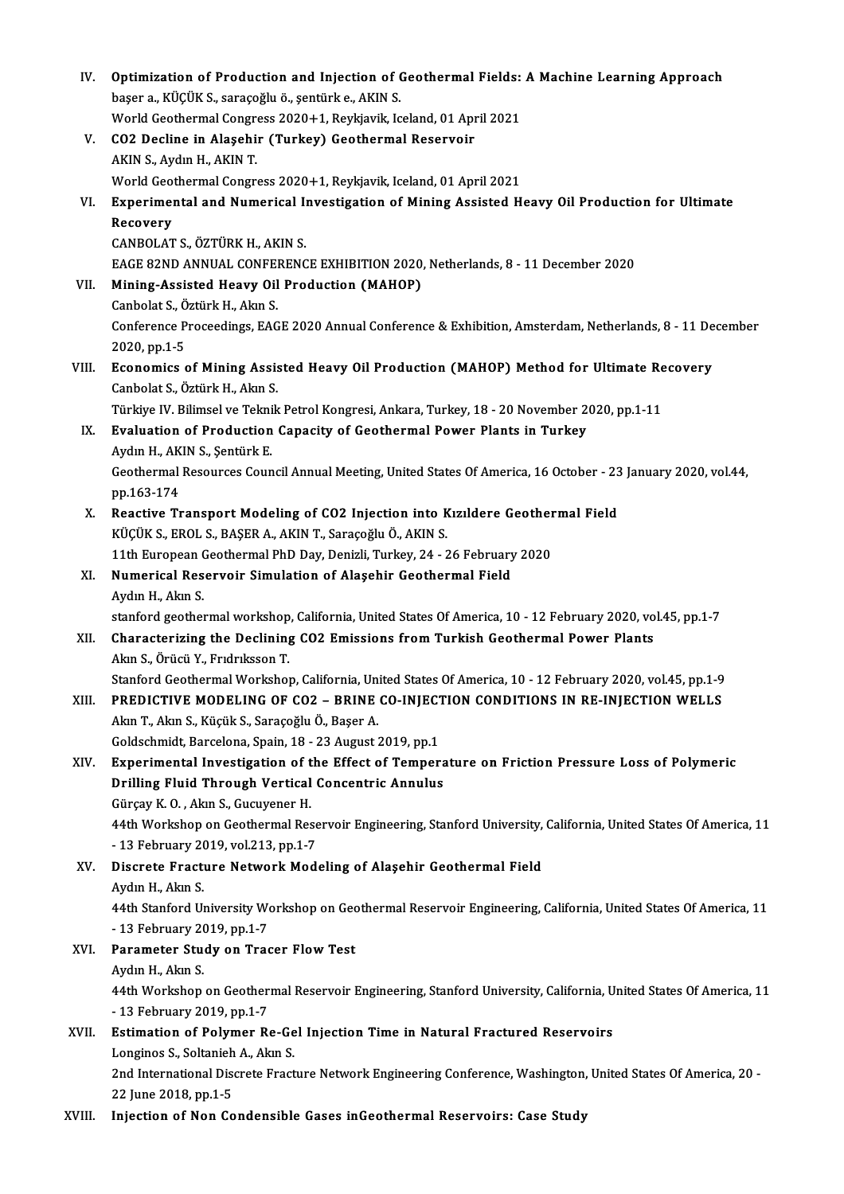IV. **Optimization of Production and Injection of Geothermal Fields: A Machine Learning Approach**
başer a., KÜÇÜK S., saraçoğlu ö., şentürk e., AKIN S.
World Geothermal Congress 2020+1, Reykjavik, Iceland, 01 April 2021

V. **CO2 Decline in Alaşehir (Turkey) Geothermal Reservoir**
AKIN S., Aydın H., AKIN T.
World Geothermal Congress 2020+1, Reykjavik, Iceland, 01 April 2021

VI. **Experimental and Numerical Investigation of Mining Assisted Heavy Oil Production for Ultimate Recovery**
CANBOLAT S., ÖZTÜRK H., AKIN S.
EAGE 82ND ANNUAL CONFERENCE EXHIBITION 2020, Netherlands, 8 - 11 December 2020

VII. **Mining-Assisted Heavy Oil Production (MAHOP)**
Canbolat S., Öztürk H., Akın S.
Conference Proceedings, EAGE 2020 Annual Conference & Exhibition, Amsterdam, Netherlands, 8 - 11 December 2020, pp.1-5

VIII. **Economics of Mining Assisted Heavy Oil Production (MAHOP) Method for Ultimate Recovery**
Canbolat S., Öztürk H., Akın S.
Türkiye IV. Bilimsel ve Teknik Petrol Kongresi, Ankara, Turkey, 18 - 20 November 2020, pp.1-11

IX. **Evaluation of Production Capacity of Geothermal Power Plants in Turkey**
Aydın H., AKIN S., Şentürk E.
Geothermal Resources Council Annual Meeting, United States Of America, 16 October - 23 January 2020, vol.44, pp.163-174

X. **Reactive Transport Modeling of CO2 Injection into Kızıldere Geothermal Field**
KÜÇÜK S., EROL S., BAŞER A., AKIN T., Saraçoğlu Ö., AKIN S.
11th European Geothermal PhD Day, Denizli, Turkey, 24 - 26 February 2020

XI. **Numerical Reservoir Simulation of Alaşehir Geothermal Field**
Aydın H., Akın S.
stanford geothermal workshop, California, United States Of America, 10 - 12 February 2020, vol.45, pp.1-7

XII. **Characterizing the Declining CO2 Emissions from Turkish Geothermal Power Plants**
Akın S., Örücü Y., Frıdrıksson T.
Stanford Geothermal Workshop, California, United States Of America, 10 - 12 February 2020, vol.45, pp.1-9

XIII. **PREDICTIVE MODELING OF CO2 – BRINE CO-INJECTION CONDITIONS IN RE-INJECTION WELLS**
Akın T., Akın S., Küçük S., Saraçoğlu Ö., Başer A.
Goldschmidt, Barcelona, Spain, 18 - 23 August 2019, pp.1

XIV. **Experimental Investigation of the Effect of Temperature on Friction Pressure Loss of Polymeric Drilling Fluid Through Vertical Concentric Annulus**
Gürçay K. O. , Akın S., Gucuyener H.
44th Workshop on Geothermal Reservoir Engineering, Stanford University, California, United States Of America, 11 - 13 February 2019, vol.213, pp.1-7

XV. **Discrete Fracture Network Modeling of Alaşehir Geothermal Field**
Aydın H., Akın S.
44th Stanford University Workshop on Geothermal Reservoir Engineering, California, United States Of America, 11 - 13 February 2019, pp.1-7

XVI. **Parameter Study on Tracer Flow Test**
Aydın H., Akın S.
44th Workshop on Geothermal Reservoir Engineering, Stanford University, California, United States Of America, 11 - 13 February 2019, pp.1-7

XVII. **Estimation of Polymer Re-Gel Injection Time in Natural Fractured Reservoirs**
Longinos S., Soltanieh A., Akın S.
2nd International Discrete Fracture Network Engineering Conference, Washington, United States Of America, 20 - 22 June 2018, pp.1-5

XVIII. **Injection of Non Condensible Gases inGeothermal Reservoirs: Case Study**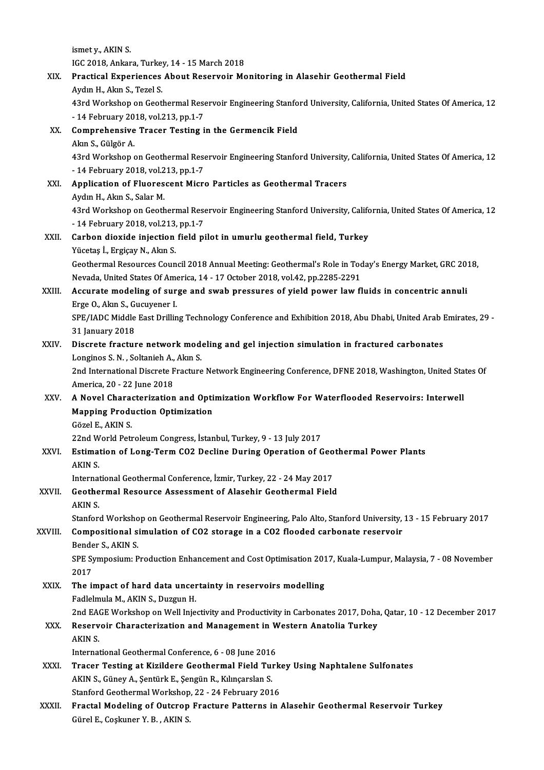ismet y., AKIN S.
IGC 2018, Ankara, Turkey, 14 - 15 March 2018

XIX. **Practical Experiences About Reservoir Monitoring in Alasehir Geothermal Field**
Aydın H., Akın S., Tezel S.
43rd Workshop on Geothermal Reservoir Engineering Stanford University, California, United States Of America, 12 - 14 February 2018, vol.213, pp.1-7

XX. **Comprehensive Tracer Testing in the Germencik Field**
Akın S., Gülgör A.
43rd Workshop on Geothermal Reservoir Engineering Stanford University, California, United States Of America, 12 - 14 February 2018, vol.213, pp.1-7

XXI. **Application of Fluorescent Micro Particles as Geothermal Tracers**
Aydın H., Akın S., Salar M.
43rd Workshop on Geothermal Reservoir Engineering Stanford University, California, United States Of America, 12 - 14 February 2018, vol.213, pp.1-7

XXII. **Carbon dioxide injection field pilot in umurlu geothermal field, Turkey**
Yücetaş İ., Ergiçay N., Akın S.
Geothermal Resources Council 2018 Annual Meeting: Geothermal's Role in Today's Energy Market, GRC 2018, Nevada, United States Of America, 14 - 17 October 2018, vol.42, pp.2285-2291

XXIII. **Accurate modeling of surge and swab pressures of yield power law fluids in concentric annuli**
Erge O., Akın S., Gucuyener I.
SPE/IADC Middle East Drilling Technology Conference and Exhibition 2018, Abu Dhabi, United Arab Emirates, 29 - 31 January 2018

XXIV. **Discrete fracture network modeling and gel injection simulation in fractured carbonates**
Longinos S. N. , Soltanieh A., Akın S.
2nd International Discrete Fracture Network Engineering Conference, DFNE 2018, Washington, United States Of America, 20 - 22 June 2018

XXV. **A Novel Characterization and Optimization Workflow For Waterflooded Reservoirs: Interwell Mapping Production Optimization**
Gözel E., AKIN S.
22nd World Petroleum Congress, İstanbul, Turkey, 9 - 13 July 2017

XXVI. **Estimation of Long-Term CO2 Decline During Operation of Geothermal Power Plants**
AKIN S.
International Geothermal Conference, İzmir, Turkey, 22 - 24 May 2017

XXVII. **Geothermal Resource Assessment of Alasehir Geothermal Field**
AKIN S.
Stanford Workshop on Geothermal Reservoir Engineering, Palo Alto, Stanford University, 13 - 15 February 2017

XXVIII. **Compositional simulation of CO2 storage in a CO2 flooded carbonate reservoir**
Bender S., AKIN S.
SPE Symposium: Production Enhancement and Cost Optimisation 2017, Kuala-Lumpur, Malaysia, 7 - 08 November 2017

XXIX. **The impact of hard data uncertainty in reservoirs modelling**
Fadlelmula M., AKIN S., Duzgun H.
2nd EAGE Workshop on Well Injectivity and Productivity in Carbonates 2017, Doha, Qatar, 10 - 12 December 2017

XXX. **Reservoir Characterization and Management in Western Anatolia Turkey**
AKIN S.
International Geothermal Conference, 6 - 08 June 2016

XXXI. **Tracer Testing at Kizildere Geothermal Field Turkey Using Naphtalene Sulfonates**
AKIN S., Güney A., Şentürk E., Şengün R., Kılınçarslan S.
Stanford Geothermal Workshop, 22 - 24 February 2016

XXXII. **Fractal Modeling of Outcrop Fracture Patterns in Alasehir Geothermal Reservoir Turkey**
Gürel E., Coşkuner Y. B. , AKIN S.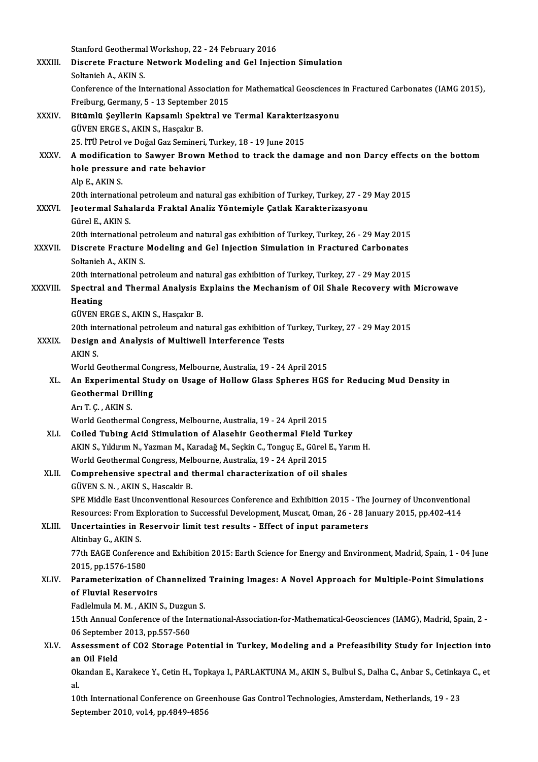Stanford Geothermal Workshop, 22 - 24 February 2016

XXXIII. **Discrete Fracture Network Modeling and Gel Injection Simulation**
Soltanieh A., AKIN S.
Conference of the International Association for Mathematical Geosciences in Fractured Carbonates (IAMG 2015), Freiburg, Germany, 5 - 13 September 2015

XXXIV. **Bitümlü Şeyllerin Kapsamlı Spektral ve Termal Karakterizasyonu**
GÜVEN ERGE S., AKIN S., Hasçakır B.
25. İTÜ Petrol ve Doğal Gaz Semineri, Turkey, 18 - 19 June 2015

XXXV. **A modification to Sawyer Brown Method to track the damage and non Darcy effects on the bottom hole pressure and rate behavior**
Alp E., AKIN S.
20th international petroleum and natural gas exhibition of Turkey, Turkey, 27 - 29 May 2015

XXXVI. **Jeotermal Sahalarda Fraktal Analiz Yöntemiyle Çatlak Karakterizasyonu**
Gürel E., AKIN S.
20th international petroleum and natural gas exhibition of Turkey, Turkey, 26 - 29 May 2015

XXXVII. **Discrete Fracture Modeling and Gel Injection Simulation in Fractured Carbonates**
Soltanieh A., AKIN S.
20th international petroleum and natural gas exhibition of Turkey, Turkey, 27 - 29 May 2015

XXXVIII. **Spectral and Thermal Analysis Explains the Mechanism of Oil Shale Recovery with Microwave Heating**
GÜVEN ERGE S., AKIN S., Hasçakır B.
20th international petroleum and natural gas exhibition of Turkey, Turkey, 27 - 29 May 2015

XXXIX. **Design and Analysis of Multiwell Interference Tests**
AKIN S.
World Geothermal Congress, Melbourne, Australia, 19 - 24 April 2015

XL. **An Experimental Study on Usage of Hollow Glass Spheres HGS for Reducing Mud Density in Geothermal Drilling**
Arı T. Ç. , AKIN S.
World Geothermal Congress, Melbourne, Australia, 19 - 24 April 2015

XLI. **Coiled Tubing Acid Stimulation of Alasehir Geothermal Field Turkey**
AKIN S., Yıldırım N., Yazman M., Karadağ M., Seçkin C., Tonguç E., Gürel E., Yarım H.
World Geothermal Congress, Melbourne, Australia, 19 - 24 April 2015

XLII. **Comprehensive spectral and thermal characterization of oil shales**
GÜVEN S. N. , AKIN S., Hascakir B.
SPE Middle East Unconventional Resources Conference and Exhibition 2015 - The Journey of Unconventional Resources: From Exploration to Successful Development, Muscat, Oman, 26 - 28 January 2015, pp.402-414

XLIII. **Uncertainties in Reservoir limit test results - Effect of input parameters**
Altinbay G., AKIN S.
77th EAGE Conference and Exhibition 2015: Earth Science for Energy and Environment, Madrid, Spain, 1 - 04 June 2015, pp.1576-1580

XLIV. **Parameterization of Channelized Training Images: A Novel Approach for Multiple-Point Simulations of Fluvial Reservoirs**
Fadlelmula M. M. , AKIN S., Duzgun S.
15th Annual Conference of the International-Association-for-Mathematical-Geosciences (IAMG), Madrid, Spain, 2 - 06 September 2013, pp.557-560

XLV. **Assessment of CO2 Storage Potential in Turkey, Modeling and a Prefeasibility Study for Injection into an Oil Field**
Okandan E., Karakece Y., Cetin H., Topkaya I., PARLAKTUNA M., AKIN S., Bulbul S., Dalha C., Anbar S., Cetinkaya C., et al.
10th International Conference on Greenhouse Gas Control Technologies, Amsterdam, Netherlands, 19 - 23 September 2010, vol.4, pp.4849-4856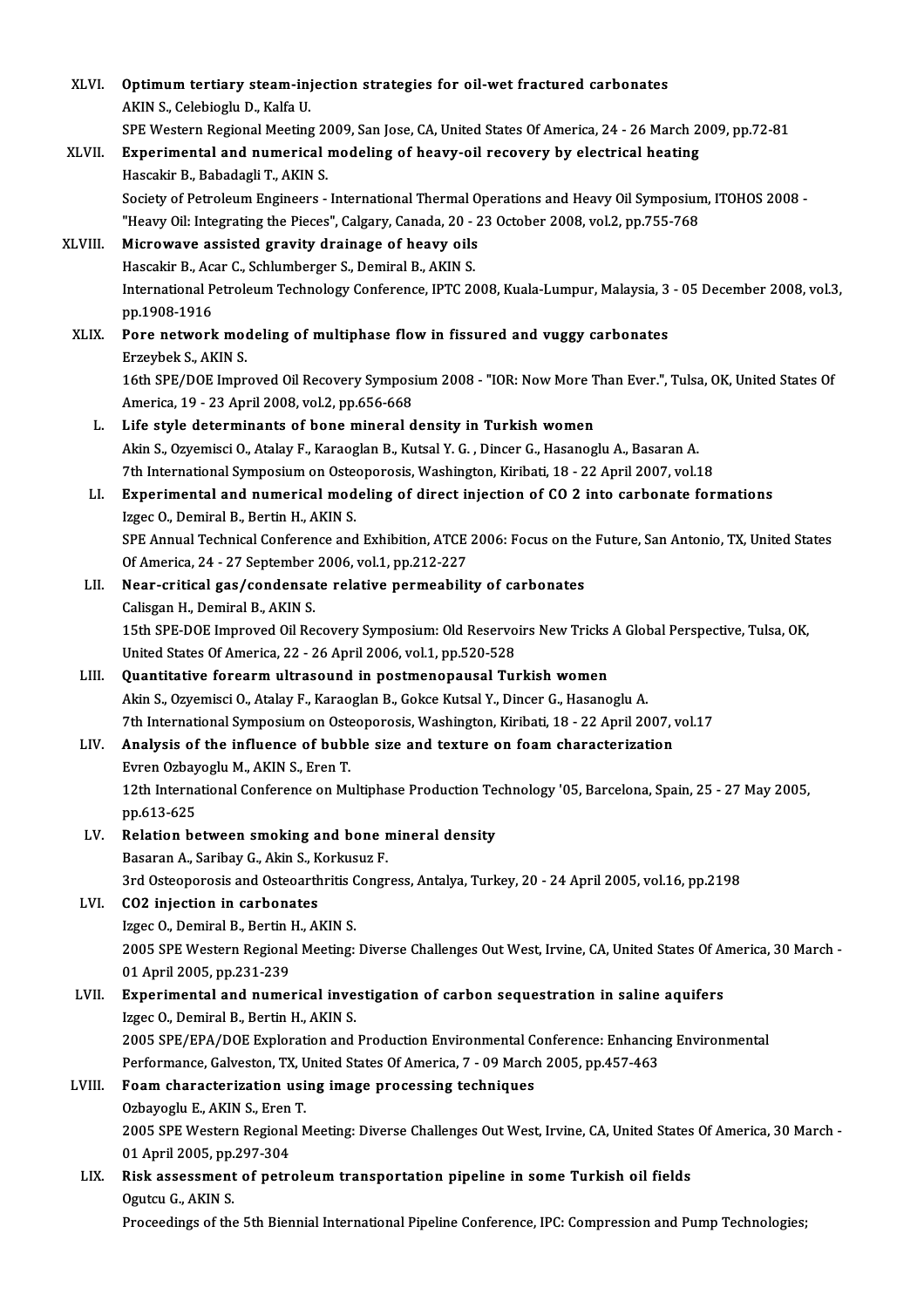XLVI. **Optimum tertiary steam-injection strategies for oil-wet fractured carbonates**
AKIN S., Celebioglu D., Kalfa U.
SPE Western Regional Meeting 2009, San Jose, CA, United States Of America, 24 - 26 March 2009, pp.72-81

XLVII. **Experimental and numerical modeling of heavy-oil recovery by electrical heating**
Hascakir B., Babadagli T., AKIN S.
Society of Petroleum Engineers - International Thermal Operations and Heavy Oil Symposium, ITOHOS 2008 - "Heavy Oil: Integrating the Pieces", Calgary, Canada, 20 - 23 October 2008, vol.2, pp.755-768

XLVIII. **Microwave assisted gravity drainage of heavy oils**
Hascakir B., Acar C., Schlumberger S., Demiral B., AKIN S.
International Petroleum Technology Conference, IPTC 2008, Kuala-Lumpur, Malaysia, 3 - 05 December 2008, vol.3, pp.1908-1916

XLIX. **Pore network modeling of multiphase flow in fissured and vuggy carbonates**
Erzeybek S., AKIN S.
16th SPE/DOE Improved Oil Recovery Symposium 2008 - "IOR: Now More Than Ever.", Tulsa, OK, United States Of America, 19 - 23 April 2008, vol.2, pp.656-668

L. **Life style determinants of bone mineral density in Turkish women**
Akin S., Ozyemisci O., Atalay F., Karaoglan B., Kutsal Y. G. , Dincer G., Hasanoglu A., Basaran A.
7th International Symposium on Osteoporosis, Washington, Kiribati, 18 - 22 April 2007, vol.18

LI. **Experimental and numerical modeling of direct injection of CO 2 into carbonate formations**
Izgec O., Demiral B., Bertin H., AKIN S.
SPE Annual Technical Conference and Exhibition, ATCE 2006: Focus on the Future, San Antonio, TX, United States Of America, 24 - 27 September 2006, vol.1, pp.212-227

LII. **Near-critical gas/condensate relative permeability of carbonates**
Calisgan H., Demiral B., AKIN S.
15th SPE-DOE Improved Oil Recovery Symposium: Old Reservoirs New Tricks A Global Perspective, Tulsa, OK, United States Of America, 22 - 26 April 2006, vol.1, pp.520-528

LIII. **Quantitative forearm ultrasound in postmenopausal Turkish women**
Akin S., Ozyemisci O., Atalay F., Karaoglan B., Gokce Kutsal Y., Dincer G., Hasanoglu A.
7th International Symposium on Osteoporosis, Washington, Kiribati, 18 - 22 April 2007, vol.17

LIV. **Analysis of the influence of bubble size and texture on foam characterization**
Evren Ozbayoglu M., AKIN S., Eren T.
12th International Conference on Multiphase Production Technology '05, Barcelona, Spain, 25 - 27 May 2005, pp.613-625

LV. **Relation between smoking and bone mineral density**
Basaran A., Saribay G., Akin S., Korkusuz F.
3rd Osteoporosis and Osteoarthritis Congress, Antalya, Turkey, 20 - 24 April 2005, vol.16, pp.2198

LVI. **CO2 injection in carbonates**
Izgec O., Demiral B., Bertin H., AKIN S.
2005 SPE Western Regional Meeting: Diverse Challenges Out West, Irvine, CA, United States Of America, 30 March - 01 April 2005, pp.231-239

LVII. **Experimental and numerical investigation of carbon sequestration in saline aquifers**
Izgec O., Demiral B., Bertin H., AKIN S.
2005 SPE/EPA/DOE Exploration and Production Environmental Conference: Enhancing Environmental Performance, Galveston, TX, United States Of America, 7 - 09 March 2005, pp.457-463

LVIII. **Foam characterization using image processing techniques**
Ozbayoglu E., AKIN S., Eren T.
2005 SPE Western Regional Meeting: Diverse Challenges Out West, Irvine, CA, United States Of America, 30 March - 01 April 2005, pp.297-304

LIX. **Risk assessment of petroleum transportation pipeline in some Turkish oil fields**
Ogutcu G., AKIN S.
Proceedings of the 5th Biennial International Pipeline Conference, IPC: Compression and Pump Technologies;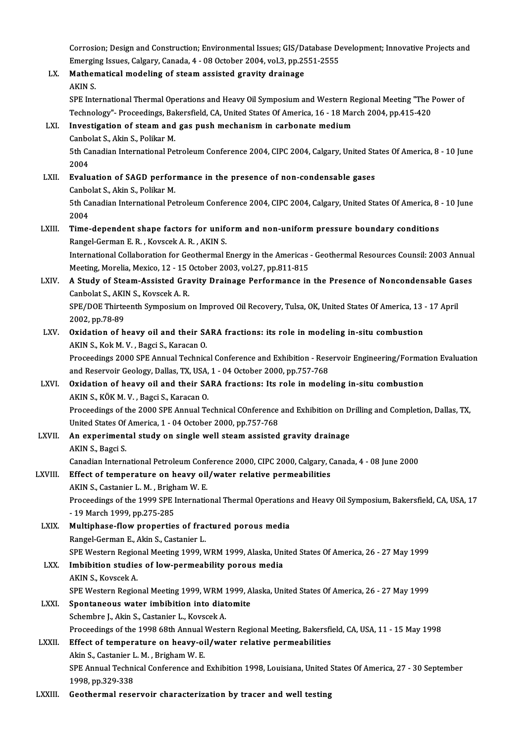Corrosion; Design and Construction; Environmental Issues; GIS/Database Development; Innovative Projects and Emerging Issues, Calgary, Canada, 4 - 08 October 2004, vol.3, pp.2551-2555

LX. **Mathematical modeling of steam assisted gravity drainage**
AKIN S.
SPE International Thermal Operations and Heavy Oil Symposium and Western Regional Meeting "The Power of Technology"- Proceedings, Bakersfield, CA, United States Of America, 16 - 18 March 2004, pp.415-420

LXI. **Investigation of steam and gas push mechanism in carbonate medium**
Canbolat S., Akin S., Polikar M.
5th Canadian International Petroleum Conference 2004, CIPC 2004, Calgary, United States Of America, 8 - 10 June 2004

LXII. **Evaluation of SAGD performance in the presence of non-condensable gases**
Canbolat S., Akin S., Polikar M.
5th Canadian International Petroleum Conference 2004, CIPC 2004, Calgary, United States Of America, 8 - 10 June 2004

LXIII. **Time-dependent shape factors for uniform and non-uniform pressure boundary conditions**
Rangel-German E. R. , Kovscek A. R. , AKIN S.
International Collaboration for Geothermal Energy in the Americas - Geothermal Resources Counsil: 2003 Annual Meeting, Morelia, Mexico, 12 - 15 October 2003, vol.27, pp.811-815

LXIV. **A Study of Steam-Assisted Gravity Drainage Performance in the Presence of Noncondensable Gases**
Canbolat S., AKIN S., Kovscek A. R.
SPE/DOE Thirteenth Symposium on Improved Oil Recovery, Tulsa, OK, United States Of America, 13 - 17 April 2002, pp.78-89

LXV. **Oxidation of heavy oil and their SARA fractions: its role in modeling in-situ combustion**
AKIN S., Kok M. V. , Bagci S., Karacan O.
Proceedings 2000 SPE Annual Technical Conference and Exhibition - Reservoir Engineering/Formation Evaluation and Reservoir Geology, Dallas, TX, USA, 1 - 04 October 2000, pp.757-768

LXVI. **Oxidation of heavy oil and their SARA fractions: Its role in modeling in-situ combustion**
AKIN S., KÖK M. V. , Bagci S., Karacan O.
Proceedings of the 2000 SPE Annual Technical COnference and Exhibition on Drilling and Completion, Dallas, TX, United States Of America, 1 - 04 October 2000, pp.757-768

LXVII. **An experimental study on single well steam assisted gravity drainage**
AKIN S., Bagci S.
Canadian International Petroleum Conference 2000, CIPC 2000, Calgary, Canada, 4 - 08 June 2000

LXVIII. **Effect of temperature on heavy oil/water relative permeabilities**
AKIN S., Castanier L. M. , Brigham W. E.
Proceedings of the 1999 SPE International Thermal Operations and Heavy Oil Symposium, Bakersfield, CA, USA, 17 - 19 March 1999, pp.275-285

LXIX. **Multiphase-flow properties of fractured porous media**
Rangel-German E., Akin S., Castanier L.
SPE Western Regional Meeting 1999, WRM 1999, Alaska, United States Of America, 26 - 27 May 1999

LXX. **Imbibition studies of low-permeability porous media**
AKIN S., Kovscek A.
SPE Western Regional Meeting 1999, WRM 1999, Alaska, United States Of America, 26 - 27 May 1999

LXXI. **Spontaneous water imbibition into diatomite**
Schembre J., Akin S., Castanier L., Kovscek A.
Proceedings of the 1998 68th Annual Western Regional Meeting, Bakersfield, CA, USA, 11 - 15 May 1998

LXXII. **Effect of temperature on heavy-oil/water relative permeabilities**
Akin S., Castanier L. M. , Brigham W. E.
SPE Annual Technical Conference and Exhibition 1998, Louisiana, United States Of America, 27 - 30 September 1998, pp.329-338

LXXIII. **Geothermal reservoir characterization by tracer and well testing**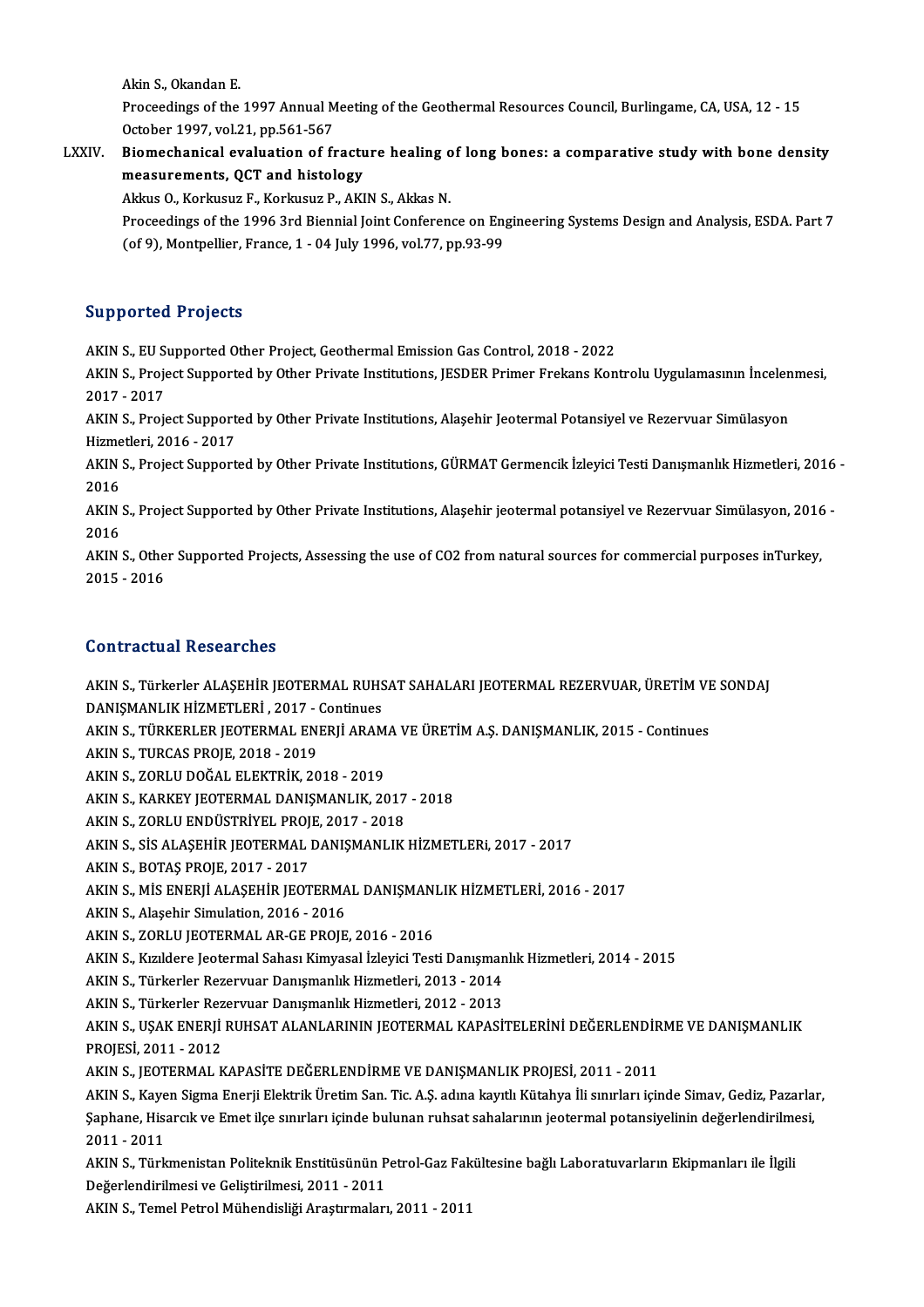Akin S., Okandan E.

Proceedings of the 1997 Annual Meeting of the Geothermal Resources Council, Burlingame, CA, USA, 12 - 15 October 1997, vol.21, pp.561-567

LXXIV. **Biomechanical evaluation of fracture healing of long bones: a comparative study with bone density measurements, QCT and histology**

Akkus O., Korkusuz F., Korkusuz P., AKIN S., Akkas N.

Proceedings of the 1996 3rd Biennial Joint Conference on Engineering Systems Design and Analysis, ESDA. Part 7 (of 9), Montpellier, France, 1 - 04 July 1996, vol.77, pp.93-99

## Supported Projects

AKIN S., EU Supported Other Project, Geothermal Emission Gas Control, 2018 - 2022

AKIN S., Project Supported by Other Private Institutions, JESDER Primer Frekans Kontrolu Uygulamasının İncelenmesi, 2017 - 2017

AKIN S., Project Supported by Other Private Institutions, Alaşehir Jeotermal Potansiyel ve Rezervuar Simülasyon Hizmetleri, 2016 - 2017

AKIN S., Project Supported by Other Private Institutions, GÜRMAT Germencik İzleyici Testi Danışmanlık Hizmetleri, 2016 - 2016

AKIN S., Project Supported by Other Private Institutions, Alaşehir jeotermal potansiyel ve Rezervuar Simülasyon, 2016 - 2016

AKIN S., Other Supported Projects, Assessing the use of CO2 from natural sources for commercial purposes inTurkey, 2015 - 2016

## Contractual Researches

AKIN S., Türkerler ALAŞEHİR JEOTERMAL RUHSAT SAHALARI JEOTERMAL REZERVUAR, ÜRETİM VE SONDAJ DANIŞMANLIK HİZMETLERİ , 2017 - Continues

AKIN S., TÜRKERLER JEOTERMAL ENERJİ ARAMA VE ÜRETİM A.Ş. DANIŞMANLIK, 2015 - Continues

AKIN S., TURCAS PROJE, 2018 - 2019

AKIN S., ZORLU DOĞAL ELEKTRİK, 2018 - 2019

AKIN S., KARKEY JEOTERMAL DANIŞMANLIK, 2017 - 2018

AKIN S., ZORLU ENDÜSTRİYEL PROJE, 2017 - 2018

AKIN S., SİS ALAŞEHİR JEOTERMAL DANIŞMANLIK HİZMETLERi, 2017 - 2017

AKIN S., BOTAŞ PROJE, 2017 - 2017

AKIN S., MİS ENERJİ ALAŞEHİR JEOTERMAL DANIŞMANLIK HİZMETLERİ, 2016 - 2017

AKIN S., Alaşehir Simulation, 2016 - 2016

AKIN S., ZORLU JEOTERMAL AR-GE PROJE, 2016 - 2016

AKIN S., Kızıldere Jeotermal Sahası Kimyasal İzleyici Testi Danışmanlık Hizmetleri, 2014 - 2015

AKIN S., Türkerler Rezervuar Danışmanlık Hizmetleri, 2013 - 2014

AKIN S., Türkerler Rezervuar Danışmanlık Hizmetleri, 2012 - 2013

AKIN S., UŞAK ENERJİ RUHSAT ALANLARININ JEOTERMAL KAPASİTELERİNİ DEĞERLENDİRME VE DANIŞMANLIK PROJESİ, 2011 - 2012

AKIN S., JEOTERMAL KAPASİTE DEĞERLENDİRME VE DANIŞMANLIK PROJESİ, 2011 - 2011

AKIN S., Kayen Sigma Enerji Elektrik Üretim San. Tic. A.Ş. adına kayıtlı Kütahya İli sınırları içinde Simav, Gediz, Pazarlar, Şaphane, Hisarcık ve Emet ilçe sınırları içinde bulunan ruhsat sahalarının jeotermal potansiyelinin değerlendirilmesi, 2011 - 2011

AKIN S., Türkmenistan Politeknik Enstitüsünün Petrol-Gaz Fakültesine bağlı Laboratuvarların Ekipmanları ile İlgili Değerlendirilmesi ve Geliştirilmesi, 2011 - 2011

AKIN S., Temel Petrol Mühendisliği Araştırmaları, 2011 - 2011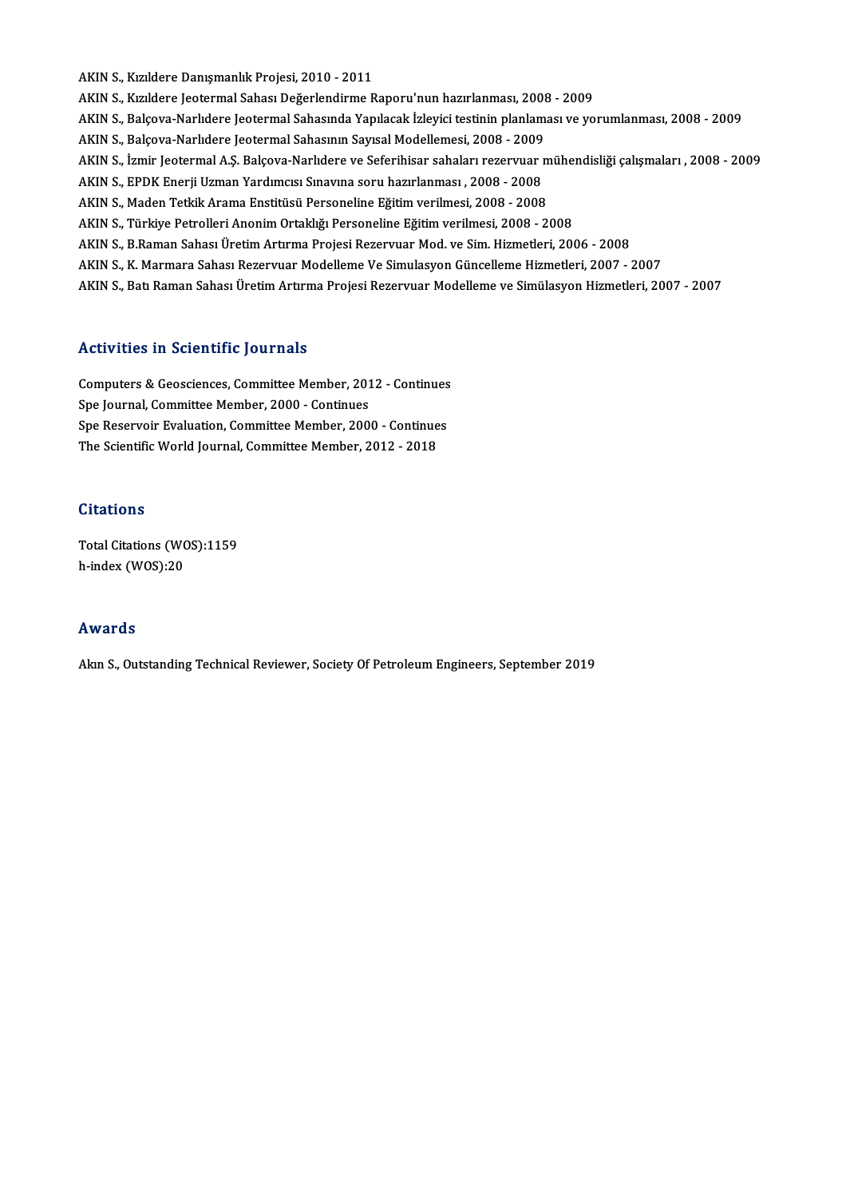AKIN S., Kızıldere Danışmanlık Projesi, 2010 - 2011

AKIN S., Kızıldere Jeotermal Sahası Değerlendirme Raporu'nun hazırlanması, 2008 - 2009

AKIN S., Balçova-Narlıdere Jeotermal Sahasında Yapılacak İzleyici testinin planlaması ve yorumlanması, 2008 - 2009

AKIN S., Balçova-Narlıdere Jeotermal Sahasının Sayısal Modellemesi, 2008 - 2009

AKIN S., İzmir Jeotermal A.Ş. Balçova-Narlıdere ve Seferihisar sahaları rezervuar mühendisliği çalışmaları , 2008 - 2009

AKIN S., EPDK Enerji Uzman Yardımcısı Sınavına soru hazırlanması , 2008 - 2008

AKIN S., Maden Tetkik Arama Enstitüsü Personeline Eğitim verilmesi, 2008 - 2008

AKIN S., Türkiye Petrolleri Anonim Ortaklığı Personeline Eğitim verilmesi, 2008 - 2008

AKIN S., B.Raman Sahası Üretim Artırma Projesi Rezervuar Mod. ve Sim. Hizmetleri, 2006 - 2008

AKIN S., K. Marmara Sahası Rezervuar Modelleme Ve Simulasyon Güncelleme Hizmetleri, 2007 - 2007

AKIN S., Batı Raman Sahası Üretim Artırma Projesi Rezervuar Modelleme ve Simülasyon Hizmetleri, 2007 - 2007

## Activities in Scientific Journals

Computers & Geosciences, Committee Member, 2012 - Continues

Spe Journal, Committee Member, 2000 - Continues

Spe Reservoir Evaluation, Committee Member, 2000 - Continues

The Scientific World Journal, Committee Member, 2012 - 2018

## Citations

Total Citations (WOS):1159

h-index (WOS):20

## Awards

Akın S., Outstanding Technical Reviewer, Society Of Petroleum Engineers, September 2019